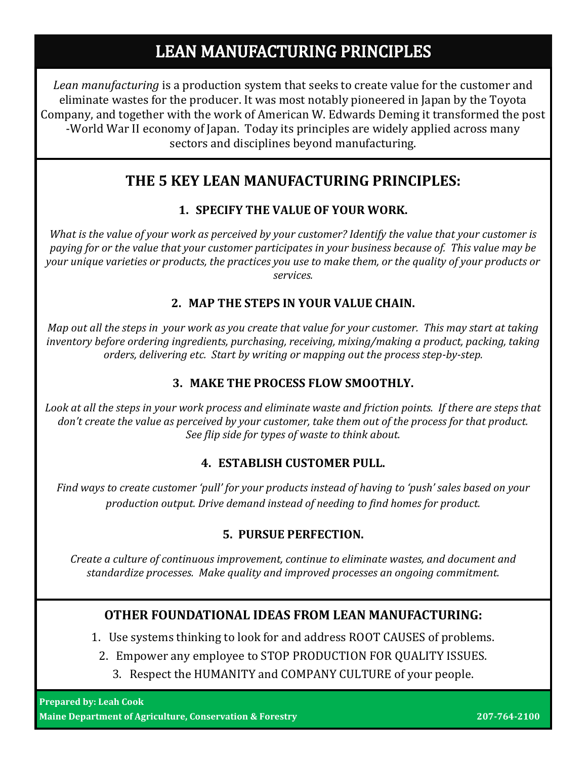# LEAN MANUFACTURING PRINCIPLES

*Lean manufacturing* is a production system that seeks to create value for the customer and eliminate wastes for the producer. It was most notably pioneered in Japan by the Toyota Company, and together with the work of American W. Edwards Deming it transformed the post-World War II economy of Japan. Today its principles are widely applied across many sectors and disciplines beyond manufacturing.

## THE 5 KEY LEAN MANUFACTURING PRINCIPLES:

### 1. SPECIFY THE VALUE OF YOUR WORK.

*What is the value of your work as perceived by your customer? Identify the value that your customer is paying for or the value that your customer participates in your business because of. This value may be your unique varieties or products, the practices you use to make them, or the quality of your products or services.*

### 2. MAP THE STEPS IN YOUR VALUE CHAIN.

*Map out all the steps in your work as you create that value for your customer. This may start at taking inventory before ordering ingredients, purchasing, receiving, mixing/making a product, packing, taking orders, delivering etc. Start by writing or mapping out the process step-by-step.*

### 3. MAKE THE PROCESS FLOW SMOOTHLY.

*Look at all the steps in your work process and eliminate waste and friction points. If there are steps that don't create the value as perceived by your customer, take them out of the process for that product. See flip side for types of waste to think about.*

### 4. ESTABLISH CUSTOMER PULL.

*Find ways to create customer 'pull' for your products instead of having to 'push' sales based on your production output. Drive demand instead of needing to find homes for product.*

### 5. PURSUE PERFECTION.

*Create a culture of continuous improvement, continue to eliminate wastes, and document and standardize processes. Make quality and improved processes an ongoing commitment.*

## OTHER FOUNDATIONAL IDEAS FROM LEAN MANUFACTURING:

1. Use systems thinking to look for and address ROOT CAUSES of problems.
2. Empower any employee to STOP PRODUCTION FOR QUALITY ISSUES.
3. Respect the HUMANITY and COMPANY CULTURE of your people.

**Prepared by: Leah Cook**
**Maine Department of Agriculture, Conservation & Forestry** **207-764-2100**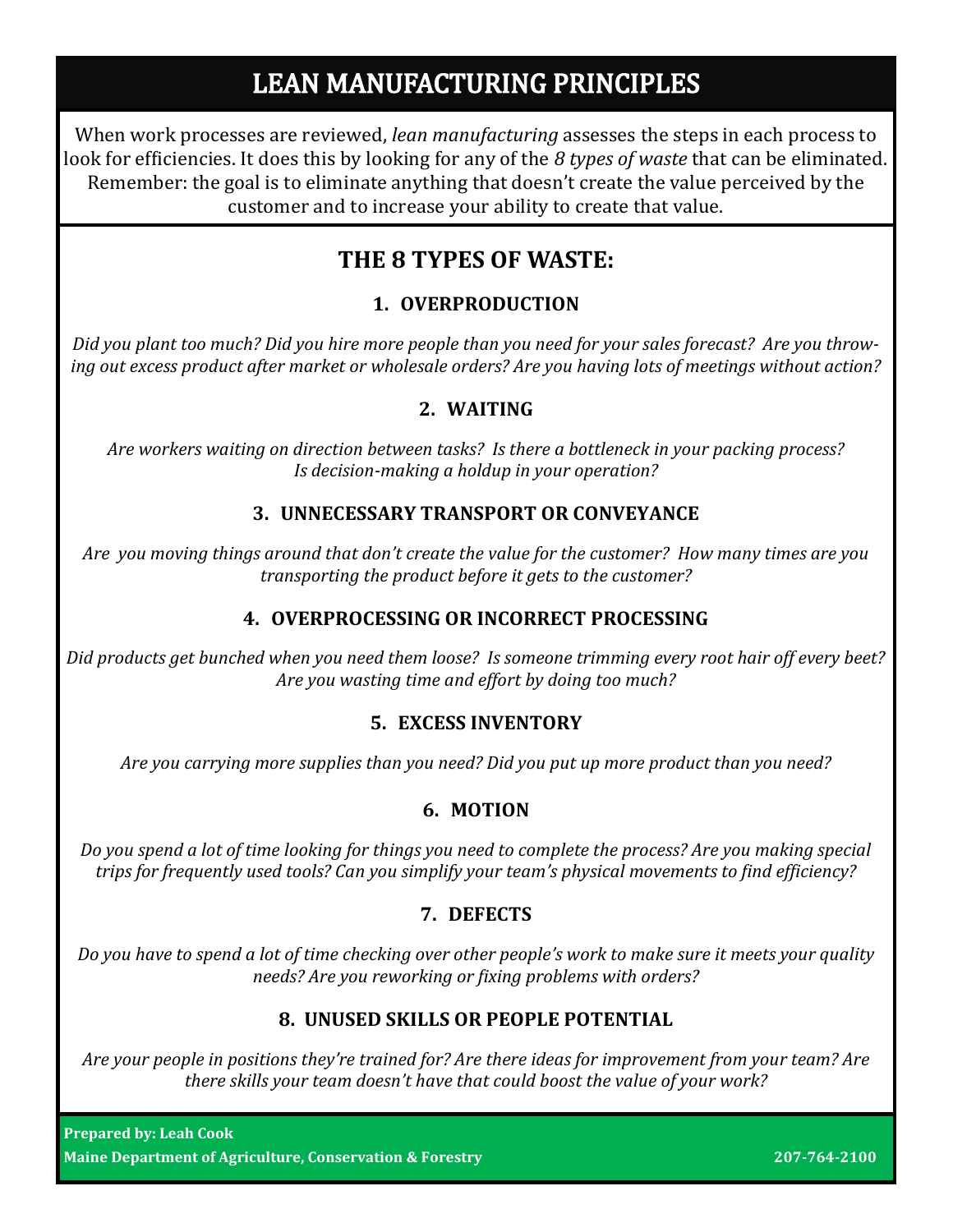# LEAN MANUFACTURING PRINCIPLES

When work processes are reviewed, *lean manufacturing* assesses the steps in each process to look for efficiencies. It does this by looking for any of the *8 types of waste* that can be eliminated. Remember: the goal is to eliminate anything that doesn't create the value perceived by the customer and to increase your ability to create that value.

## THE 8 TYPES OF WASTE:

### 1. OVERPRODUCTION

*Did you plant too much? Did you hire more people than you need for your sales forecast? Are you throwing out excess product after market or wholesale orders? Are you having lots of meetings without action?*

### 2. WAITING

*Are workers waiting on direction between tasks? Is there a bottleneck in your packing process? Is decision-making a holdup in your operation?*

### 3. UNNECESSARY TRANSPORT OR CONVEYANCE

*Are you moving things around that don't create the value for the customer? How many times are you transporting the product before it gets to the customer?*

### 4. OVERPROCESSING OR INCORRECT PROCESSING

*Did products get bunched when you need them loose? Is someone trimming every root hair off every beet? Are you wasting time and effort by doing too much?*

### 5. EXCESS INVENTORY

*Are you carrying more supplies than you need? Did you put up more product than you need?*

### 6. MOTION

*Do you spend a lot of time looking for things you need to complete the process? Are you making special trips for frequently used tools? Can you simplify your team's physical movements to find efficiency?*

### 7. DEFECTS

*Do you have to spend a lot of time checking over other people's work to make sure it meets your quality needs? Are you reworking or fixing problems with orders?*

### 8. UNUSED SKILLS OR PEOPLE POTENTIAL

*Are your people in positions they're trained for? Are there ideas for improvement from your team? Are there skills your team doesn't have that could boost the value of your work?*

**Prepared by: Leah Cook**
**Maine Department of Agriculture, Conservation & Forestry** **207-764-2100**